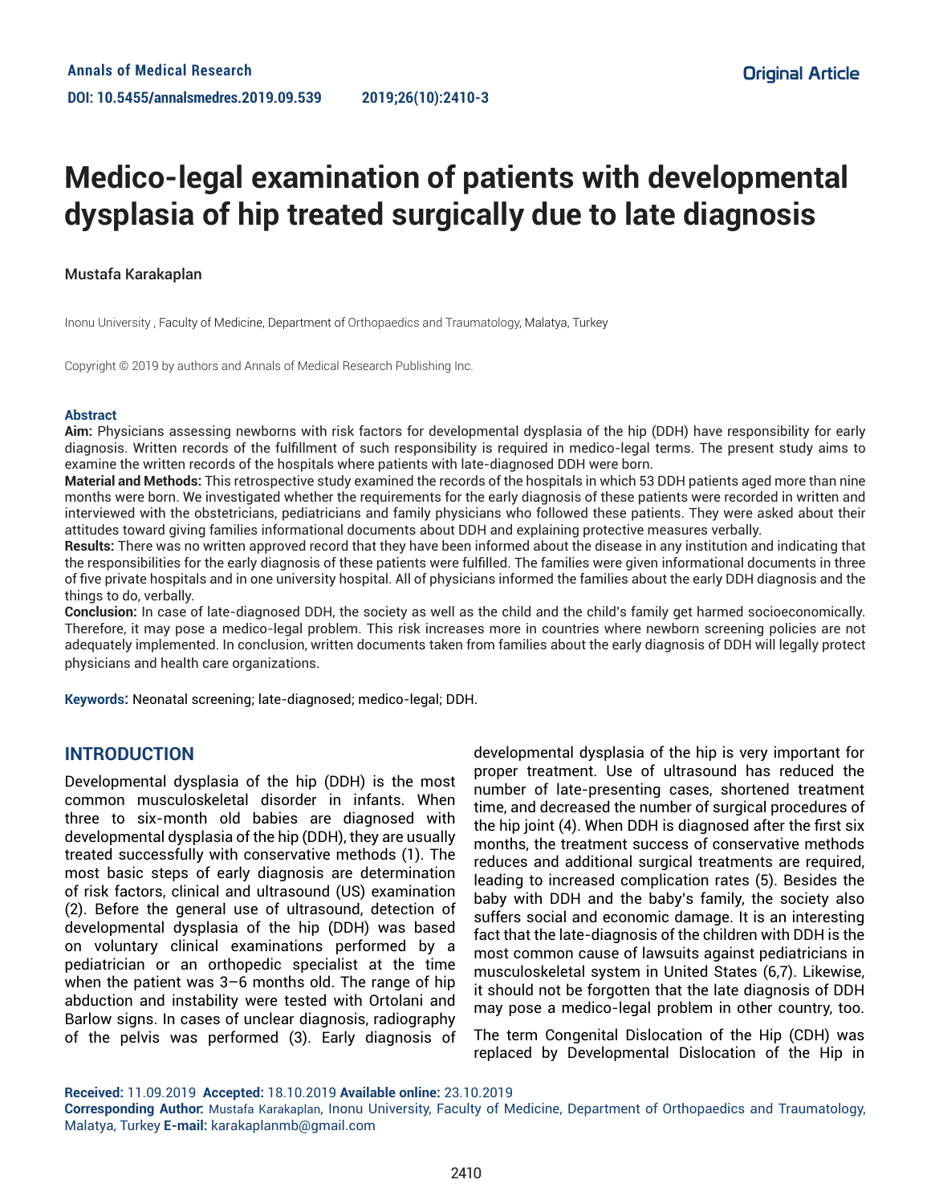# Medico-legal examination of patients with developmental dysplasia of hip treated surgically due to late diagnosis

Mustafa Karakaplan

Inonu University , Faculty of Medicine, Department of Orthopaedics and Traumatology, Malatya, Turkey

Copyright © 2019 by authors and Annals of Medical Research Publishing Inc.

## Abstract

**Aim:** Physicians assessing newborns with risk factors for developmental dysplasia of the hip (DDH) have responsibility for early diagnosis. Written records of the fulfillment of such responsibility is required in medico-legal terms. The present study aims to examine the written records of the hospitals where patients with late-diagnosed DDH were born.

**Material and Methods:** This retrospective study examined the records of the hospitals in which 53 DDH patients aged more than nine months were born. We investigated whether the requirements for the early diagnosis of these patients were recorded in written and interviewed with the obstetricians, pediatricians and family physicians who followed these patients. They were asked about their attitudes toward giving families informational documents about DDH and explaining protective measures verbally.

**Results:** There was no written approved record that they have been informed about the disease in any institution and indicating that the responsibilities for the early diagnosis of these patients were fulfilled. The families were given informational documents in three of five private hospitals and in one university hospital. All of physicians informed the families about the early DDH diagnosis and the things to do, verbally.

**Conclusion:** In case of late-diagnosed DDH, the society as well as the child and the child's family get harmed socioeconomically. Therefore, it may pose a medico-legal problem. This risk increases more in countries where newborn screening policies are not adequately implemented. In conclusion, written documents taken from families about the early diagnosis of DDH will legally protect physicians and health care organizations.

**Keywords:** Neonatal screening; late-diagnosed; medico-legal; DDH.

## INTRODUCTION

Developmental dysplasia of the hip (DDH) is the most common musculoskeletal disorder in infants. When three to six-month old babies are diagnosed with developmental dysplasia of the hip (DDH), they are usually treated successfully with conservative methods (1). The most basic steps of early diagnosis are determination of risk factors, clinical and ultrasound (US) examination (2). Before the general use of ultrasound, detection of developmental dysplasia of the hip (DDH) was based on voluntary clinical examinations performed by a pediatrician or an orthopedic specialist at the time when the patient was 3–6 months old. The range of hip abduction and instability were tested with Ortolani and Barlow signs. In cases of unclear diagnosis, radiography of the pelvis was performed (3). Early diagnosis of developmental dysplasia of the hip is very important for proper treatment. Use of ultrasound has reduced the number of late-presenting cases, shortened treatment time, and decreased the number of surgical procedures of the hip joint (4). When DDH is diagnosed after the first six months, the treatment success of conservative methods reduces and additional surgical treatments are required, leading to increased complication rates (5). Besides the baby with DDH and the baby's family, the society also suffers social and economic damage. It is an interesting fact that the late-diagnosis of the children with DDH is the most common cause of lawsuits against pediatricians in musculoskeletal system in United States (6,7). Likewise, it should not be forgotten that the late diagnosis of DDH may pose a medico-legal problem in other country, too.

The term Congenital Dislocation of the Hip (CDH) was replaced by Developmental Dislocation of the Hip in

**Received:** 11.09.2019 **Accepted:** 18.10.2019 **Available online:** 23.10.2019

**Corresponding Author:** Mustafa Karakaplan, Inonu University, Faculty of Medicine, Department of Orthopaedics and Traumatology, Malatya, Turkey **E-mail:** karakaplanmb@gmail.com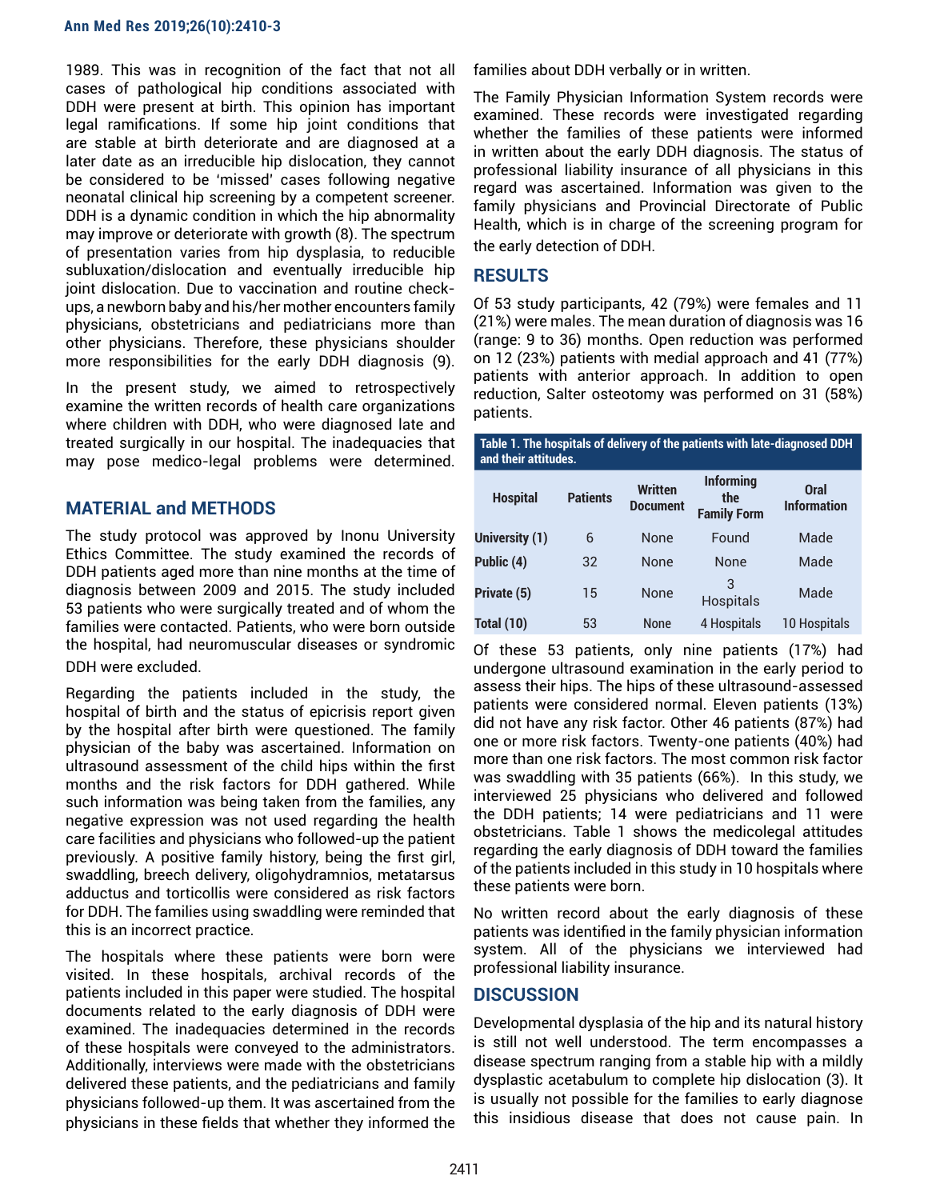1989. This was in recognition of the fact that not all cases of pathological hip conditions associated with DDH were present at birth. This opinion has important legal ramifications. If some hip joint conditions that are stable at birth deteriorate and are diagnosed at a later date as an irreducible hip dislocation, they cannot be considered to be 'missed' cases following negative neonatal clinical hip screening by a competent screener. DDH is a dynamic condition in which the hip abnormality may improve or deteriorate with growth (8). The spectrum of presentation varies from hip dysplasia, to reducible subluxation/dislocation and eventually irreducible hip joint dislocation. Due to vaccination and routine check-ups, a newborn baby and his/her mother encounters family physicians, obstetricians and pediatricians more than other physicians. Therefore, these physicians shoulder more responsibilities for the early DDH diagnosis (9).

In the present study, we aimed to retrospectively examine the written records of health care organizations where children with DDH, who were diagnosed late and treated surgically in our hospital. The inadequacies that may pose medico-legal problems were determined.

## MATERIAL and METHODS

The study protocol was approved by Inonu University Ethics Committee. The study examined the records of DDH patients aged more than nine months at the time of diagnosis between 2009 and 2015. The study included 53 patients who were surgically treated and of whom the families were contacted. Patients, who were born outside the hospital, had neuromuscular diseases or syndromic DDH were excluded.

Regarding the patients included in the study, the hospital of birth and the status of epicrisis report given by the hospital after birth were questioned. The family physician of the baby was ascertained. Information on ultrasound assessment of the child hips within the first months and the risk factors for DDH gathered. While such information was being taken from the families, any negative expression was not used regarding the health care facilities and physicians who followed-up the patient previously. A positive family history, being the first girl, swaddling, breech delivery, oligohydramnios, metatarsus adductus and torticollis were considered as risk factors for DDH. The families using swaddling were reminded that this is an incorrect practice.

The hospitals where these patients were born were visited. In these hospitals, archival records of the patients included in this paper were studied. The hospital documents related to the early diagnosis of DDH were examined. The inadequacies determined in the records of these hospitals were conveyed to the administrators. Additionally, interviews were made with the obstetricians delivered these patients, and the pediatricians and family physicians followed-up them. It was ascertained from the physicians in these fields that whether they informed the families about DDH verbally or in written.

The Family Physician Information System records were examined. These records were investigated regarding whether the families of these patients were informed in written about the early DDH diagnosis. The status of professional liability insurance of all physicians in this regard was ascertained. Information was given to the family physicians and Provincial Directorate of Public Health, which is in charge of the screening program for the early detection of DDH.

## RESULTS

Of 53 study participants, 42 (79%) were females and 11 (21%) were males. The mean duration of diagnosis was 16 (range: 9 to 36) months. Open reduction was performed on 12 (23%) patients with medial approach and 41 (77%) patients with anterior approach. In addition to open reduction, Salter osteotomy was performed on 31 (58%) patients.

**Table 1. The hospitals of delivery of the patients with late-diagnosed DDH and their attitudes.**

| Hospital | Patients | Written Document | Informing the Family Form | Oral Information |
|---|---|---|---|---|
| University (1) | 6 | None | Found | Made |
| Public (4) | 32 | None | None | Made |
| Private (5) | 15 | None | 3 Hospitals | Made |
| Total (10) | 53 | None | 4 Hospitals | 10 Hospitals |

Of these 53 patients, only nine patients (17%) had undergone ultrasound examination in the early period to assess their hips. The hips of these ultrasound-assessed patients were considered normal. Eleven patients (13%) did not have any risk factor. Other 46 patients (87%) had one or more risk factors. Twenty-one patients (40%) had more than one risk factors. The most common risk factor was swaddling with 35 patients (66%). In this study, we interviewed 25 physicians who delivered and followed the DDH patients; 14 were pediatricians and 11 were obstetricians. Table 1 shows the medicolegal attitudes regarding the early diagnosis of DDH toward the families of the patients included in this study in 10 hospitals where these patients were born.

No written record about the early diagnosis of these patients was identified in the family physician information system. All of the physicians we interviewed had professional liability insurance.

## DISCUSSION

Developmental dysplasia of the hip and its natural history is still not well understood. The term encompasses a disease spectrum ranging from a stable hip with a mildly dysplastic acetabulum to complete hip dislocation (3). It is usually not possible for the families to early diagnose this insidious disease that does not cause pain. In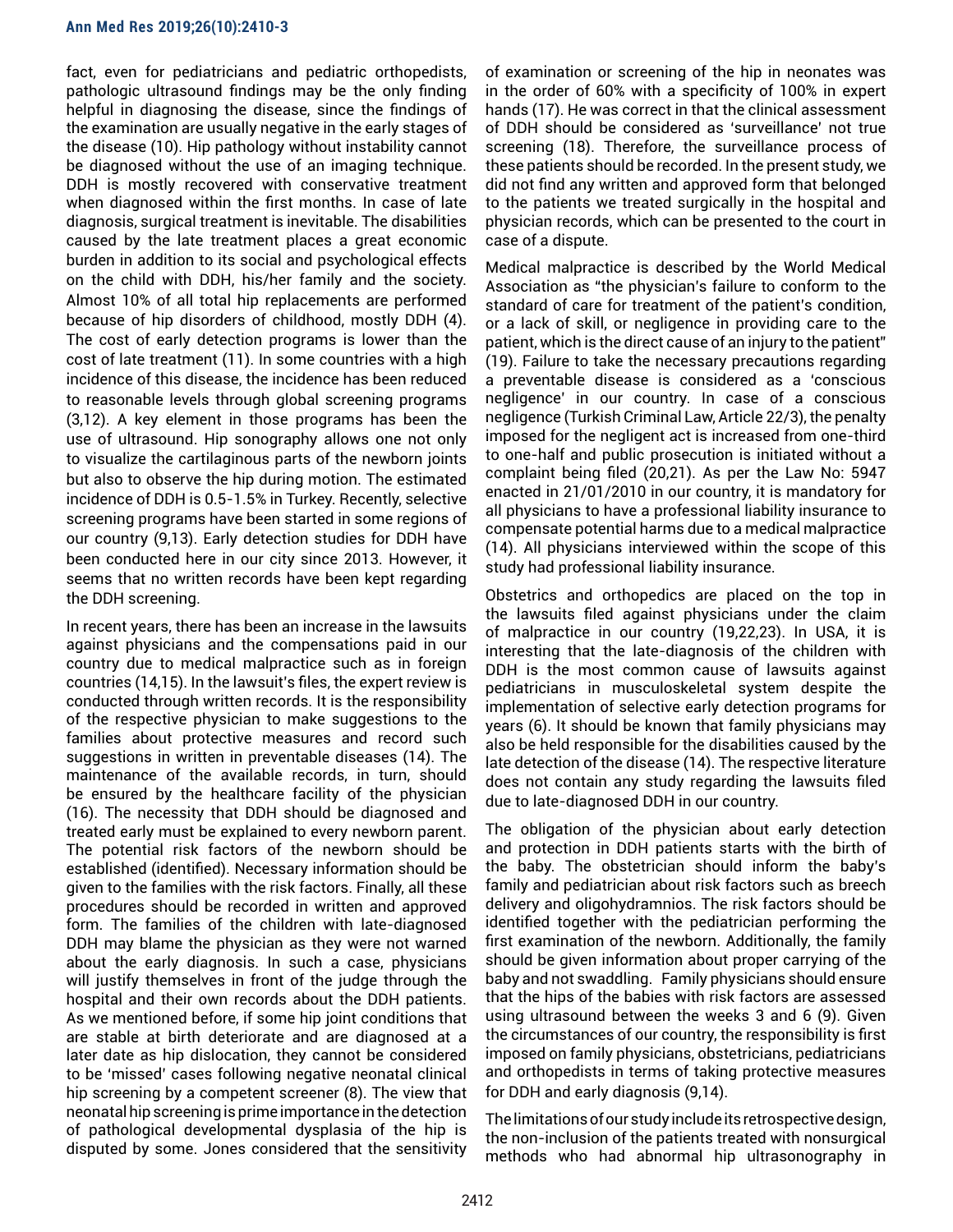fact, even for pediatricians and pediatric orthopedists, pathologic ultrasound findings may be the only finding helpful in diagnosing the disease, since the findings of the examination are usually negative in the early stages of the disease (10). Hip pathology without instability cannot be diagnosed without the use of an imaging technique. DDH is mostly recovered with conservative treatment when diagnosed within the first months. In case of late diagnosis, surgical treatment is inevitable. The disabilities caused by the late treatment places a great economic burden in addition to its social and psychological effects on the child with DDH, his/her family and the society. Almost 10% of all total hip replacements are performed because of hip disorders of childhood, mostly DDH (4). The cost of early detection programs is lower than the cost of late treatment (11). In some countries with a high incidence of this disease, the incidence has been reduced to reasonable levels through global screening programs (3,12). A key element in those programs has been the use of ultrasound. Hip sonography allows one not only to visualize the cartilaginous parts of the newborn joints but also to observe the hip during motion. The estimated incidence of DDH is 0.5-1.5% in Turkey. Recently, selective screening programs have been started in some regions of our country (9,13). Early detection studies for DDH have been conducted here in our city since 2013. However, it seems that no written records have been kept regarding the DDH screening.

In recent years, there has been an increase in the lawsuits against physicians and the compensations paid in our country due to medical malpractice such as in foreign countries (14,15). In the lawsuit's files, the expert review is conducted through written records. It is the responsibility of the respective physician to make suggestions to the families about protective measures and record such suggestions in written in preventable diseases (14). The maintenance of the available records, in turn, should be ensured by the healthcare facility of the physician (16). The necessity that DDH should be diagnosed and treated early must be explained to every newborn parent. The potential risk factors of the newborn should be established (identified). Necessary information should be given to the families with the risk factors. Finally, all these procedures should be recorded in written and approved form. The families of the children with late-diagnosed DDH may blame the physician as they were not warned about the early diagnosis. In such a case, physicians will justify themselves in front of the judge through the hospital and their own records about the DDH patients. As we mentioned before, if some hip joint conditions that are stable at birth deteriorate and are diagnosed at a later date as hip dislocation, they cannot be considered to be 'missed' cases following negative neonatal clinical hip screening by a competent screener (8). The view that neonatal hip screening is prime importance in the detection of pathological developmental dysplasia of the hip is disputed by some. Jones considered that the sensitivity of examination or screening of the hip in neonates was in the order of 60% with a specificity of 100% in expert hands (17). He was correct in that the clinical assessment of DDH should be considered as 'surveillance' not true screening (18). Therefore, the surveillance process of these patients should be recorded. In the present study, we did not find any written and approved form that belonged to the patients we treated surgically in the hospital and physician records, which can be presented to the court in case of a dispute.

Medical malpractice is described by the World Medical Association as "the physician's failure to conform to the standard of care for treatment of the patient's condition, or a lack of skill, or negligence in providing care to the patient, which is the direct cause of an injury to the patient" (19). Failure to take the necessary precautions regarding a preventable disease is considered as a 'conscious negligence' in our country. In case of a conscious negligence (Turkish Criminal Law, Article 22/3), the penalty imposed for the negligent act is increased from one-third to one-half and public prosecution is initiated without a complaint being filed (20,21). As per the Law No: 5947 enacted in 21/01/2010 in our country, it is mandatory for all physicians to have a professional liability insurance to compensate potential harms due to a medical malpractice (14). All physicians interviewed within the scope of this study had professional liability insurance.

Obstetrics and orthopedics are placed on the top in the lawsuits filed against physicians under the claim of malpractice in our country (19,22,23). In USA, it is interesting that the late-diagnosis of the children with DDH is the most common cause of lawsuits against pediatricians in musculoskeletal system despite the implementation of selective early detection programs for years (6). It should be known that family physicians may also be held responsible for the disabilities caused by the late detection of the disease (14). The respective literature does not contain any study regarding the lawsuits filed due to late-diagnosed DDH in our country.

The obligation of the physician about early detection and protection in DDH patients starts with the birth of the baby. The obstetrician should inform the baby's family and pediatrician about risk factors such as breech delivery and oligohydramnios. The risk factors should be identified together with the pediatrician performing the first examination of the newborn. Additionally, the family should be given information about proper carrying of the baby and not swaddling. Family physicians should ensure that the hips of the babies with risk factors are assessed using ultrasound between the weeks 3 and 6 (9). Given the circumstances of our country, the responsibility is first imposed on family physicians, obstetricians, pediatricians and orthopedists in terms of taking protective measures for DDH and early diagnosis (9,14).

The limitations of our study include its retrospective design, the non-inclusion of the patients treated with nonsurgical methods who had abnormal hip ultrasonography in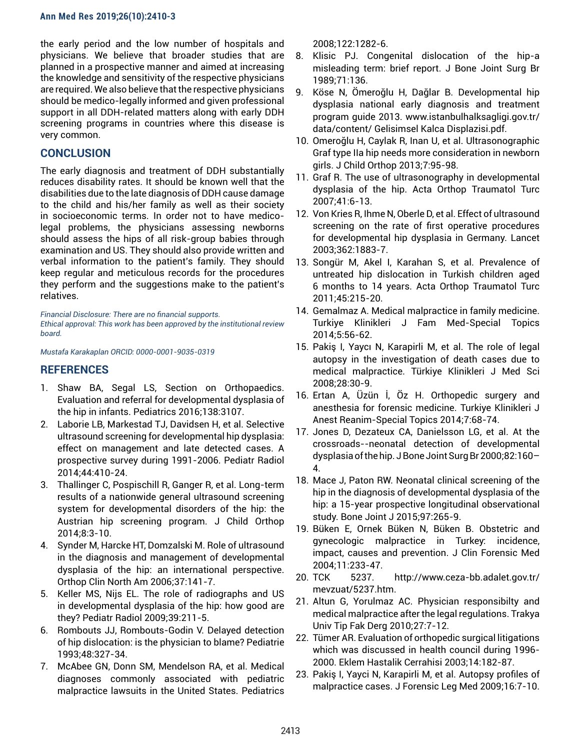the early period and the low number of hospitals and physicians. We believe that broader studies that are planned in a prospective manner and aimed at increasing the knowledge and sensitivity of the respective physicians are required. We also believe that the respective physicians should be medico-legally informed and given professional support in all DDH-related matters along with early DDH screening programs in countries where this disease is very common.

## CONCLUSION

The early diagnosis and treatment of DDH substantially reduces disability rates. It should be known well that the disabilities due to the late diagnosis of DDH cause damage to the child and his/her family as well as their society in socioeconomic terms. In order not to have medico-legal problems, the physicians assessing newborns should assess the hips of all risk-group babies through examination and US. They should also provide written and verbal information to the patient's family. They should keep regular and meticulous records for the procedures they perform and the suggestions make to the patient's relatives.

*Financial Disclosure: There are no financial supports.*
*Ethical approval: This work has been approved by the institutional review board.*

*Mustafa Karakaplan ORCID: 0000-0001-9035-0319*

## REFERENCES

1. Shaw BA, Segal LS, Section on Orthopaedics. Evaluation and referral for developmental dysplasia of the hip in infants. Pediatrics 2016;138:3107.
2. Laborie LB, Markestad TJ, Davidsen H, et al. Selective ultrasound screening for developmental hip dysplasia: effect on management and late detected cases. A prospective survey during 1991-2006. Pediatr Radiol 2014;44:410-24.
3. Thallinger C, Pospischill R, Ganger R, et al. Long-term results of a nationwide general ultrasound screening system for developmental disorders of the hip: the Austrian hip screening program. J Child Orthop 2014;8:3-10.
4. Synder M, Harcke HT, Domzalski M. Role of ultrasound in the diagnosis and management of developmental dysplasia of the hip: an international perspective. Orthop Clin North Am 2006;37:141-7.
5. Keller MS, Nijs EL. The role of radiographs and US in developmental dysplasia of the hip: how good are they? Pediatr Radiol 2009;39:211-5.
6. Rombouts JJ, Rombouts-Godin V. Delayed detection of hip dislocation: is the physician to blame? Pediatrie 1993;48:327-34.
7. McAbee GN, Donn SM, Mendelson RA, et al. Medical diagnoses commonly associated with pediatric malpractice lawsuits in the United States. Pediatrics 2008;122:1282-6.
8. Klisic PJ. Congenital dislocation of the hip-a misleading term: brief report. J Bone Joint Surg Br 1989;71:136.
9. Köse N, Ömeroğlu H, Dağlar B. Developmental hip dysplasia national early diagnosis and treatment program guide 2013. www.istanbulhalksagligi.gov.tr/data/content/ Gelisimsel Kalca Displazisi.pdf.
10. Omeroğlu H, Caylak R, Inan U, et al. Ultrasonographic Graf type IIa hip needs more consideration in newborn girls. J Child Orthop 2013;7:95-98.
11. Graf R. The use of ultrasonography in developmental dysplasia of the hip. Acta Orthop Traumatol Turc 2007;41:6-13.
12. Von Kries R, Ihme N, Oberle D, et al. Effect of ultrasound screening on the rate of first operative procedures for developmental hip dysplasia in Germany. Lancet 2003;362:1883-7.
13. Songür M, Akel I, Karahan S, et al. Prevalence of untreated hip dislocation in Turkish children aged 6 months to 14 years. Acta Orthop Traumatol Turc 2011;45:215-20.
14. Gemalmaz A. Medical malpractice in family medicine. Turkiye Klinikleri J Fam Med-Special Topics 2014;5:56-62.
15. Pakiş I, Yaycı N, Karapirli M, et al. The role of legal autopsy in the investigation of death cases due to medical malpractice. Türkiye Klinikleri J Med Sci 2008;28:30-9.
16. Ertan A, Üzün İ, Öz H. Orthopedic surgery and anesthesia for forensic medicine. Turkiye Klinikleri J Anest Reanim-Special Topics 2014;7:68-74.
17. Jones D, Dezateux CA, Danielsson LG, et al. At the crossroads--neonatal detection of developmental dysplasia of the hip. J Bone Joint Surg Br 2000;82:160–4.
18. Mace J, Paton RW. Neonatal clinical screening of the hip in the diagnosis of developmental dysplasia of the hip: a 15-year prospective longitudinal observational study. Bone Joint J 2015;97:265-9.
19. Büken E, Ornek Büken N, Büken B. Obstetric and gynecologic malpractice in Turkey: incidence, impact, causes and prevention. J Clin Forensic Med 2004;11:233-47.
20. TCK 5237. http://www.ceza-bb.adalet.gov.tr/mevzuat/5237.htm.
21. Altun G, Yorulmaz AC. Physician responsibilty and medical malpractice after the legal regulations. Trakya Univ Tip Fak Derg 2010;27:7-12.
22. Tümer AR. Evaluation of orthopedic surgical litigations which was discussed in health council during 1996-2000. Eklem Hastalik Cerrahisi 2003;14:182-87.
23. Pakiş I, Yayci N, Karapirli M, et al. Autopsy profiles of malpractice cases. J Forensic Leg Med 2009;16:7-10.